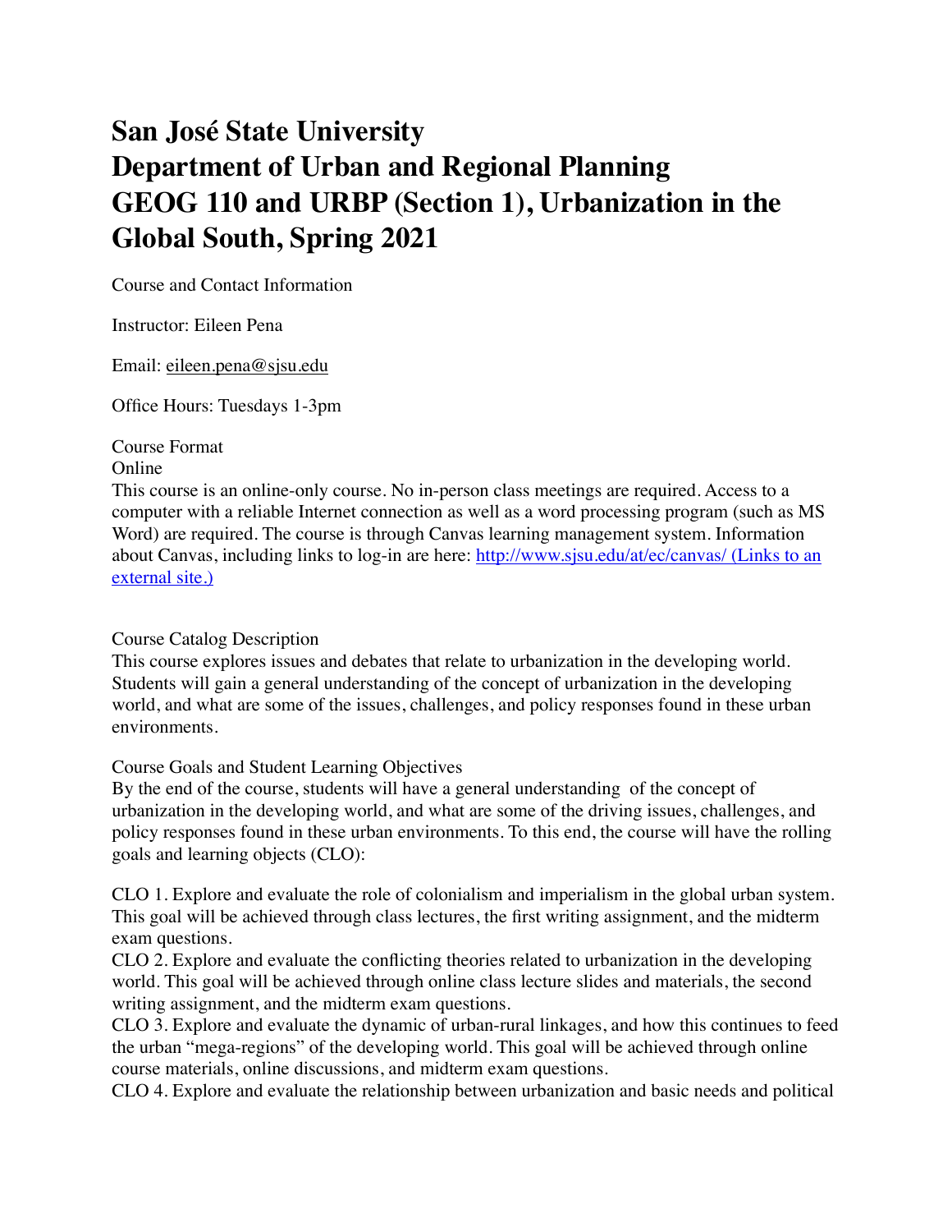# San José State University
# Department of Urban and Regional Planning
# GEOG 110 and URBP (Section 1), Urbanization in the Global South, Spring 2021

Course and Contact Information

Instructor: Eileen Pena

Email: [eileen.pena@sjsu.edu](mailto:eileen.pena@sjsu.edu)

Office Hours: Tuesdays 1-3pm

Course Format
Online
This course is an online-only course. No in-person class meetings are required. Access to a computer with a reliable Internet connection as well as a word processing program (such as MS Word) are required. The course is through Canvas learning management system. Information about Canvas, including links to log-in are here: [http://www.sjsu.edu/at/ec/canvas/ (Links to an external site.)](http://www.sjsu.edu/at/ec/canvas/)

Course Catalog Description
This course explores issues and debates that relate to urbanization in the developing world. Students will gain a general understanding of the concept of urbanization in the developing world, and what are some of the issues, challenges, and policy responses found in these urban environments.

Course Goals and Student Learning Objectives
By the end of the course, students will have a general understanding of the concept of urbanization in the developing world, and what are some of the driving issues, challenges, and policy responses found in these urban environments. To this end, the course will have the rolling goals and learning objects (CLO):

CLO 1. Explore and evaluate the role of colonialism and imperialism in the global urban system. This goal will be achieved through class lectures, the first writing assignment, and the midterm exam questions.
CLO 2. Explore and evaluate the conflicting theories related to urbanization in the developing world. This goal will be achieved through online class lecture slides and materials, the second writing assignment, and the midterm exam questions.
CLO 3. Explore and evaluate the dynamic of urban-rural linkages, and how this continues to feed the urban "mega-regions" of the developing world. This goal will be achieved through online course materials, online discussions, and midterm exam questions.
CLO 4. Explore and evaluate the relationship between urbanization and basic needs and political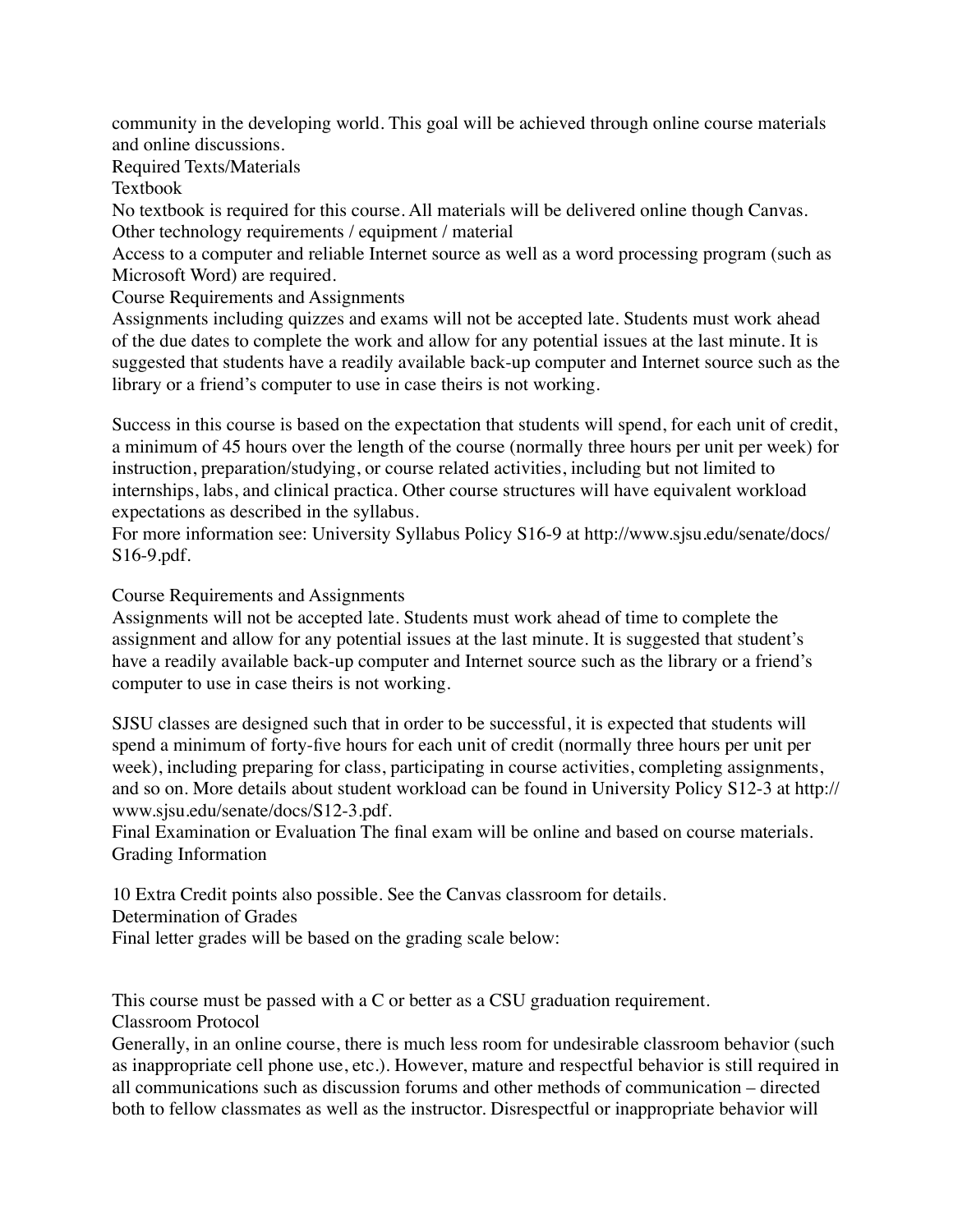community in the developing world. This goal will be achieved through online course materials and online discussions.

## Required Texts/Materials

### Textbook

No textbook is required for this course. All materials will be delivered online though Canvas.

### Other technology requirements / equipment / material

Access to a computer and reliable Internet source as well as a word processing program (such as Microsoft Word) are required.

## Course Requirements and Assignments

Assignments including quizzes and exams will not be accepted late. Students must work ahead of the due dates to complete the work and allow for any potential issues at the last minute. It is suggested that students have a readily available back-up computer and Internet source such as the library or a friend's computer to use in case theirs is not working.

Success in this course is based on the expectation that students will spend, for each unit of credit, a minimum of 45 hours over the length of the course (normally three hours per unit per week) for instruction, preparation/studying, or course related activities, including but not limited to internships, labs, and clinical practica. Other course structures will have equivalent workload expectations as described in the syllabus.

For more information see: University Syllabus Policy S16-9 at http://www.sjsu.edu/senate/docs/S16-9.pdf.

## Course Requirements and Assignments

Assignments will not be accepted late. Students must work ahead of time to complete the assignment and allow for any potential issues at the last minute. It is suggested that student's have a readily available back-up computer and Internet source such as the library or a friend's computer to use in case theirs is not working.

SJSU classes are designed such that in order to be successful, it is expected that students will spend a minimum of forty-five hours for each unit of credit (normally three hours per unit per week), including preparing for class, participating in course activities, completing assignments, and so on. More details about student workload can be found in University Policy S12-3 at http://www.sjsu.edu/senate/docs/S12-3.pdf.

### Final Examination or Evaluation

The final exam will be online and based on course materials.

## Grading Information

10 Extra Credit points also possible. See the Canvas classroom for details.

### Determination of Grades

Final letter grades will be based on the grading scale below:

This course must be passed with a C or better as a CSU graduation requirement.

## Classroom Protocol

Generally, in an online course, there is much less room for undesirable classroom behavior (such as inappropriate cell phone use, etc.). However, mature and respectful behavior is still required in all communications such as discussion forums and other methods of communication – directed both to fellow classmates as well as the instructor. Disrespectful or inappropriate behavior will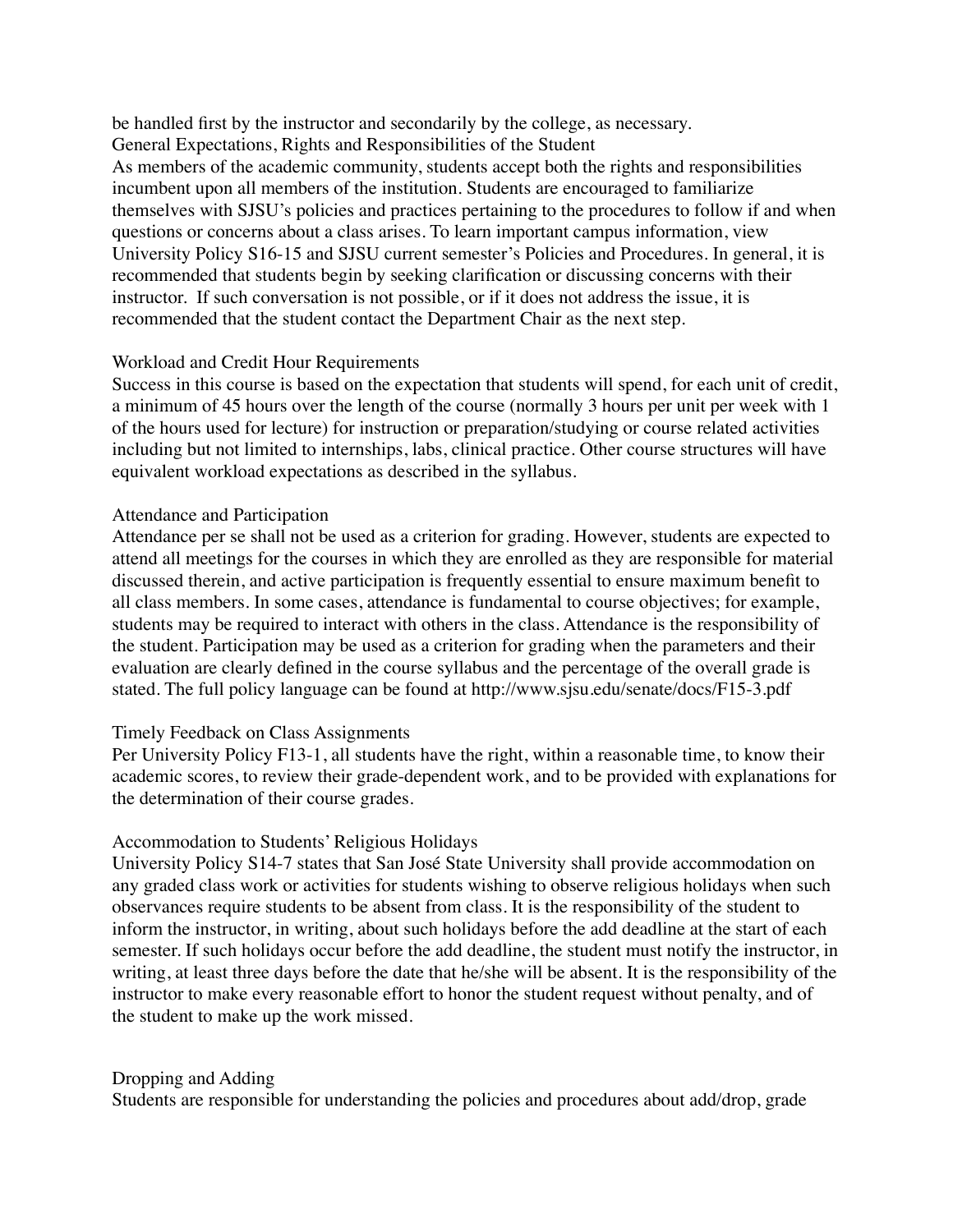be handled first by the instructor and secondarily by the college, as necessary.

## General Expectations, Rights and Responsibilities of the Student

As members of the academic community, students accept both the rights and responsibilities incumbent upon all members of the institution. Students are encouraged to familiarize themselves with SJSU's policies and practices pertaining to the procedures to follow if and when questions or concerns about a class arises. To learn important campus information, view University Policy S16-15 and SJSU current semester's Policies and Procedures. In general, it is recommended that students begin by seeking clarification or discussing concerns with their instructor. If such conversation is not possible, or if it does not address the issue, it is recommended that the student contact the Department Chair as the next step.

## Workload and Credit Hour Requirements

Success in this course is based on the expectation that students will spend, for each unit of credit, a minimum of 45 hours over the length of the course (normally 3 hours per unit per week with 1 of the hours used for lecture) for instruction or preparation/studying or course related activities including but not limited to internships, labs, clinical practice. Other course structures will have equivalent workload expectations as described in the syllabus.

## Attendance and Participation

Attendance per se shall not be used as a criterion for grading. However, students are expected to attend all meetings for the courses in which they are enrolled as they are responsible for material discussed therein, and active participation is frequently essential to ensure maximum benefit to all class members. In some cases, attendance is fundamental to course objectives; for example, students may be required to interact with others in the class. Attendance is the responsibility of the student. Participation may be used as a criterion for grading when the parameters and their evaluation are clearly defined in the course syllabus and the percentage of the overall grade is stated. The full policy language can be found at http://www.sjsu.edu/senate/docs/F15-3.pdf

## Timely Feedback on Class Assignments

Per University Policy F13-1, all students have the right, within a reasonable time, to know their academic scores, to review their grade-dependent work, and to be provided with explanations for the determination of their course grades.

## Accommodation to Students' Religious Holidays

University Policy S14-7 states that San José State University shall provide accommodation on any graded class work or activities for students wishing to observe religious holidays when such observances require students to be absent from class. It is the responsibility of the student to inform the instructor, in writing, about such holidays before the add deadline at the start of each semester. If such holidays occur before the add deadline, the student must notify the instructor, in writing, at least three days before the date that he/she will be absent. It is the responsibility of the instructor to make every reasonable effort to honor the student request without penalty, and of the student to make up the work missed.

## Dropping and Adding

Students are responsible for understanding the policies and procedures about add/drop, grade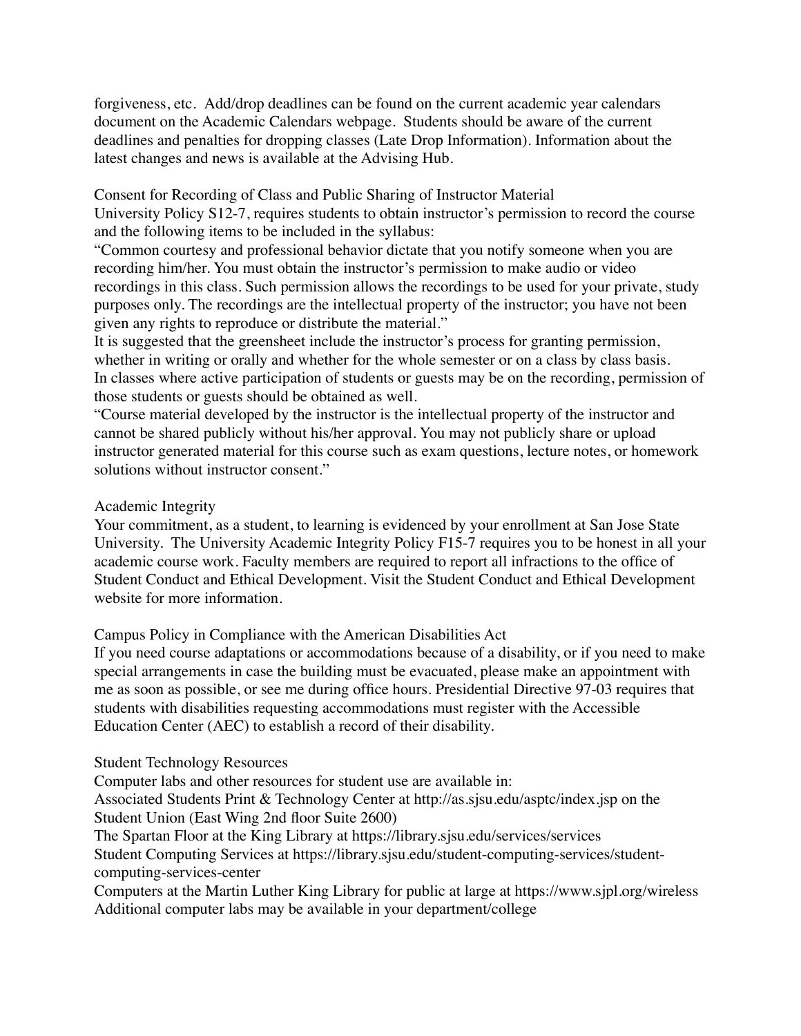forgiveness, etc. Add/drop deadlines can be found on the current academic year calendars document on the Academic Calendars webpage. Students should be aware of the current deadlines and penalties for dropping classes (Late Drop Information). Information about the latest changes and news is available at the Advising Hub.

## Consent for Recording of Class and Public Sharing of Instructor Material

University Policy S12-7, requires students to obtain instructor's permission to record the course and the following items to be included in the syllabus:

"Common courtesy and professional behavior dictate that you notify someone when you are recording him/her. You must obtain the instructor's permission to make audio or video recordings in this class. Such permission allows the recordings to be used for your private, study purposes only. The recordings are the intellectual property of the instructor; you have not been given any rights to reproduce or distribute the material."

It is suggested that the greensheet include the instructor's process for granting permission, whether in writing or orally and whether for the whole semester or on a class by class basis.

In classes where active participation of students or guests may be on the recording, permission of those students or guests should be obtained as well.

"Course material developed by the instructor is the intellectual property of the instructor and cannot be shared publicly without his/her approval. You may not publicly share or upload instructor generated material for this course such as exam questions, lecture notes, or homework solutions without instructor consent."

## Academic Integrity

Your commitment, as a student, to learning is evidenced by your enrollment at San Jose State University. The University Academic Integrity Policy F15-7 requires you to be honest in all your academic course work. Faculty members are required to report all infractions to the office of Student Conduct and Ethical Development. Visit the Student Conduct and Ethical Development website for more information.

## Campus Policy in Compliance with the American Disabilities Act

If you need course adaptations or accommodations because of a disability, or if you need to make special arrangements in case the building must be evacuated, please make an appointment with me as soon as possible, or see me during office hours. Presidential Directive 97-03 requires that students with disabilities requesting accommodations must register with the Accessible Education Center (AEC) to establish a record of their disability.

## Student Technology Resources

Computer labs and other resources for student use are available in:

Associated Students Print & Technology Center at http://as.sjsu.edu/asptc/index.jsp on the Student Union (East Wing 2nd floor Suite 2600)

The Spartan Floor at the King Library at https://library.sjsu.edu/services/services

Student Computing Services at https://library.sjsu.edu/student-computing-services/student-computing-services-center

Computers at the Martin Luther King Library for public at large at https://www.sjpl.org/wireless

Additional computer labs may be available in your department/college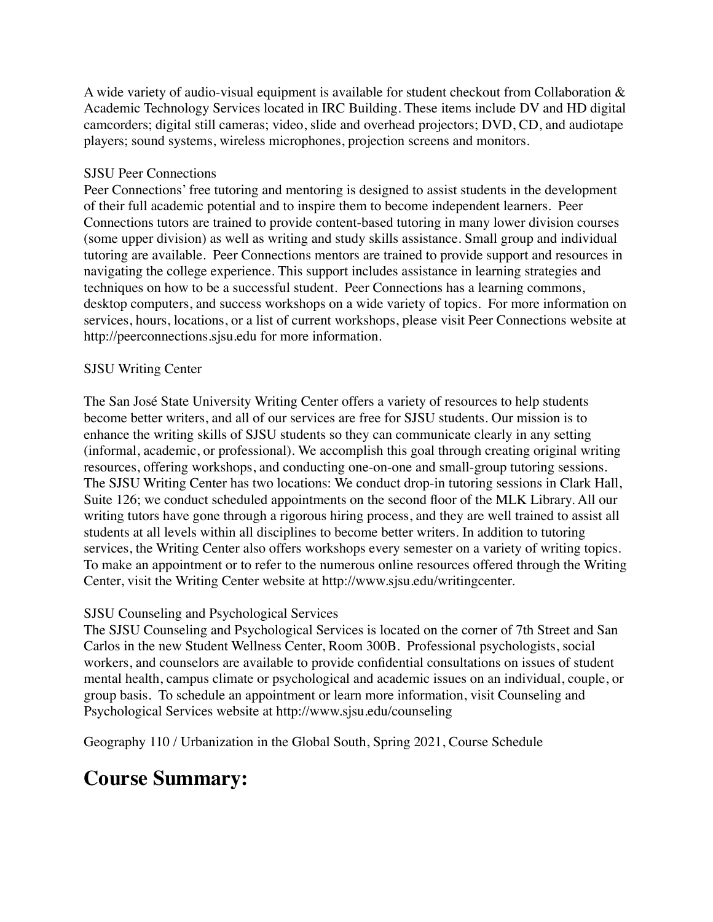A wide variety of audio-visual equipment is available for student checkout from Collaboration & Academic Technology Services located in IRC Building. These items include DV and HD digital camcorders; digital still cameras; video, slide and overhead projectors; DVD, CD, and audiotape players; sound systems, wireless microphones, projection screens and monitors.

SJSU Peer Connections

Peer Connections' free tutoring and mentoring is designed to assist students in the development of their full academic potential and to inspire them to become independent learners. Peer Connections tutors are trained to provide content-based tutoring in many lower division courses (some upper division) as well as writing and study skills assistance. Small group and individual tutoring are available. Peer Connections mentors are trained to provide support and resources in navigating the college experience. This support includes assistance in learning strategies and techniques on how to be a successful student. Peer Connections has a learning commons, desktop computers, and success workshops on a wide variety of topics. For more information on services, hours, locations, or a list of current workshops, please visit Peer Connections website at http://peerconnections.sjsu.edu for more information.

SJSU Writing Center

The San José State University Writing Center offers a variety of resources to help students become better writers, and all of our services are free for SJSU students. Our mission is to enhance the writing skills of SJSU students so they can communicate clearly in any setting (informal, academic, or professional). We accomplish this goal through creating original writing resources, offering workshops, and conducting one-on-one and small-group tutoring sessions. The SJSU Writing Center has two locations: We conduct drop-in tutoring sessions in Clark Hall, Suite 126; we conduct scheduled appointments on the second floor of the MLK Library. All our writing tutors have gone through a rigorous hiring process, and they are well trained to assist all students at all levels within all disciplines to become better writers. In addition to tutoring services, the Writing Center also offers workshops every semester on a variety of writing topics. To make an appointment or to refer to the numerous online resources offered through the Writing Center, visit the Writing Center website at http://www.sjsu.edu/writingcenter.

SJSU Counseling and Psychological Services

The SJSU Counseling and Psychological Services is located on the corner of 7th Street and San Carlos in the new Student Wellness Center, Room 300B. Professional psychologists, social workers, and counselors are available to provide confidential consultations on issues of student mental health, campus climate or psychological and academic issues on an individual, couple, or group basis. To schedule an appointment or learn more information, visit Counseling and Psychological Services website at http://www.sjsu.edu/counseling

Geography 110 / Urbanization in the Global South, Spring 2021, Course Schedule

# Course Summary: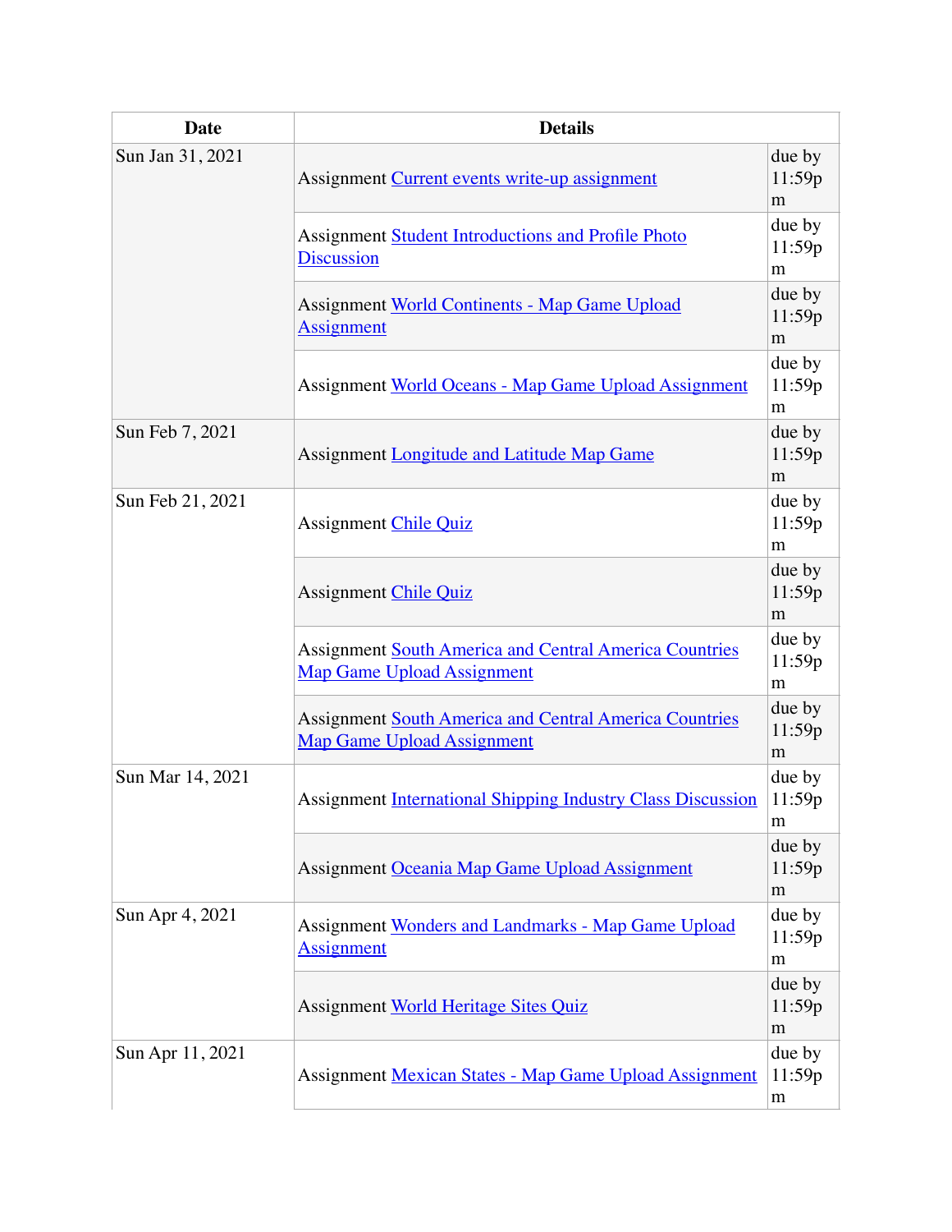| Date | Details | |
|---|---|---|
| Sun Jan 31, 2021 | Assignment Current events write-up assignment | due by 11:59pm |
| | Assignment Student Introductions and Profile Photo Discussion | due by 11:59pm |
| | Assignment World Continents - Map Game Upload Assignment | due by 11:59pm |
| | Assignment World Oceans - Map Game Upload Assignment | due by 11:59pm |
| Sun Feb 7, 2021 | Assignment Longitude and Latitude Map Game | due by 11:59pm |
| Sun Feb 21, 2021 | Assignment Chile Quiz | due by 11:59pm |
| | Assignment Chile Quiz | due by 11:59pm |
| | Assignment South America and Central America Countries Map Game Upload Assignment | due by 11:59pm |
| | Assignment South America and Central America Countries Map Game Upload Assignment | due by 11:59pm |
| Sun Mar 14, 2021 | Assignment International Shipping Industry Class Discussion | due by 11:59pm |
| | Assignment Oceania Map Game Upload Assignment | due by 11:59pm |
| Sun Apr 4, 2021 | Assignment Wonders and Landmarks - Map Game Upload Assignment | due by 11:59pm |
| | Assignment World Heritage Sites Quiz | due by 11:59pm |
| Sun Apr 11, 2021 | Assignment Mexican States - Map Game Upload Assignment | due by 11:59pm |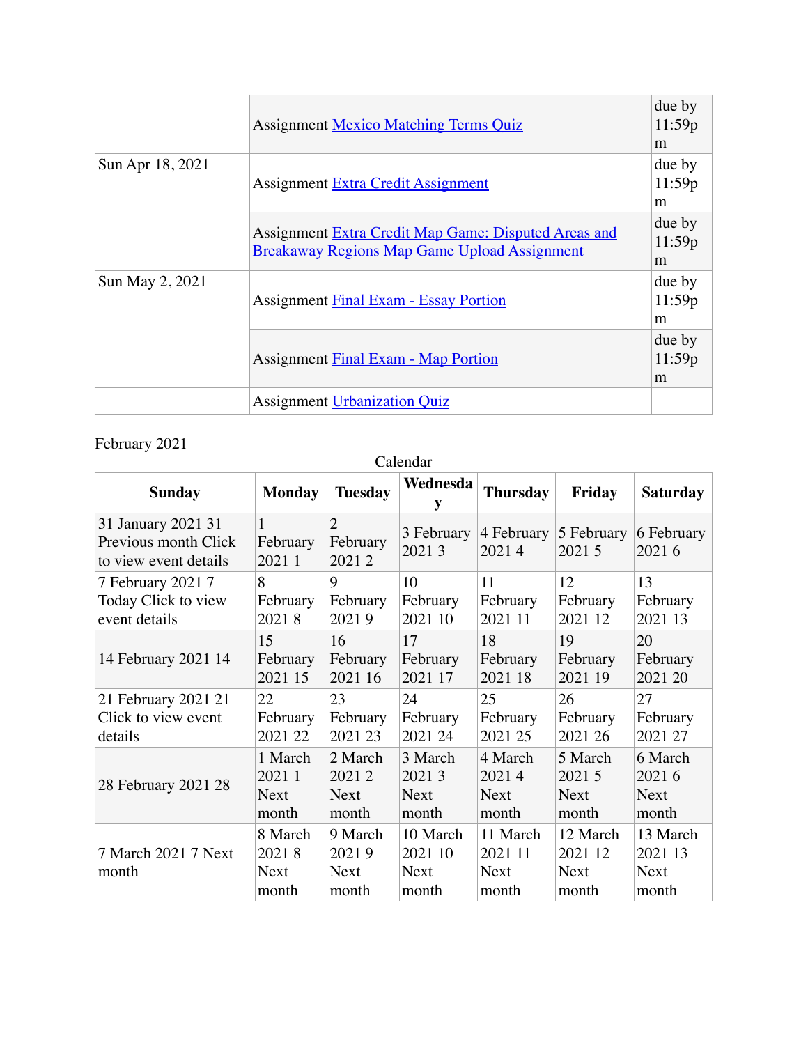| | | |
|---|---|---|
| | Assignment Mexico Matching Terms Quiz | due by 11:59pm |
| Sun Apr 18, 2021 | Assignment Extra Credit Assignment | due by 11:59pm |
| | Assignment Extra Credit Map Game: Disputed Areas and Breakaway Regions Map Game Upload Assignment | due by 11:59pm |
| Sun May 2, 2021 | Assignment Final Exam - Essay Portion | due by 11:59pm |
| | Assignment Final Exam - Map Portion | due by 11:59pm |
| | Assignment Urbanization Quiz | |

February 2021

Calendar

| Sunday | Monday | Tuesday | Wednesday | Thursday | Friday | Saturday |
|---|---|---|---|---|---|---|
| 31 January 2021 31 Previous month Click to view event details | 1 February 2021 1 | 2 February 2021 2 | 3 February 2021 3 | 4 February 2021 4 | 5 February 2021 5 | 6 February 2021 6 |
| 7 February 2021 7 Today Click to view event details | 8 February 2021 8 | 9 February 2021 9 | 10 February 2021 10 | 11 February 2021 11 | 12 February 2021 12 | 13 February 2021 13 |
| 14 February 2021 14 | 15 February 2021 15 | 16 February 2021 16 | 17 February 2021 17 | 18 February 2021 18 | 19 February 2021 19 | 20 February 2021 20 |
| 21 February 2021 21 Click to view event details | 22 February 2021 22 | 23 February 2021 23 | 24 February 2021 24 | 25 February 2021 25 | 26 February 2021 26 | 27 February 2021 27 |
| 28 February 2021 28 | 1 March 2021 1 Next month | 2 March 2021 2 Next month | 3 March 2021 3 Next month | 4 March 2021 4 Next month | 5 March 2021 5 Next month | 6 March 2021 6 Next month |
| 7 March 2021 7 Next month | 8 March 2021 8 Next month | 9 March 2021 9 Next month | 10 March 2021 10 Next month | 11 March 2021 11 Next month | 12 March 2021 12 Next month | 13 March 2021 13 Next month |